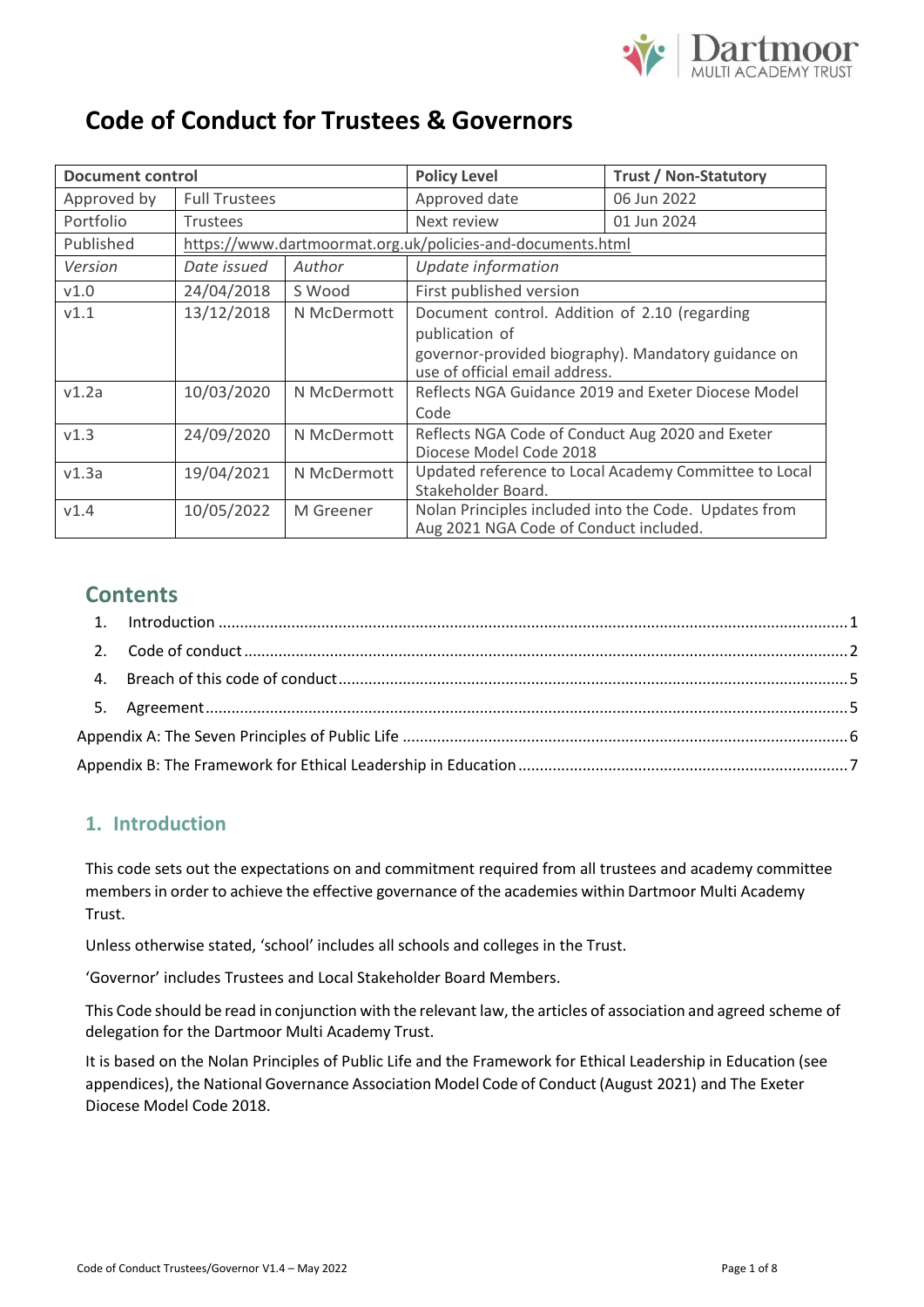# Code of Conduct for Trustees & Governors

| Document control | | | Policy Level | Trust / Non-Statutory |
|---|---|---|---|---|
| Approved by | Full Trustees | | Approved date | 06 Jun 2022 |
| Portfolio | Trustees | | Next review | 01 Jun 2024 |
| Published | https://www.dartmoormat.org.uk/policies-and-documents.html | | | |
| *Version* | *Date issued* | *Author* | *Update information* | |
| v1.0 | 24/04/2018 | S Wood | First published version | |
| v1.1 | 13/12/2018 | N McDermott | Document control. Addition of 2.10 (regarding publication of governor-provided biography). Mandatory guidance on use of official email address. | |
| v1.2a | 10/03/2020 | N McDermott | Reflects NGA Guidance 2019 and Exeter Diocese Model Code | |
| v1.3 | 24/09/2020 | N McDermott | Reflects NGA Code of Conduct Aug 2020 and Exeter Diocese Model Code 2018 | |
| v1.3a | 19/04/2021 | N McDermott | Updated reference to Local Academy Committee to Local Stakeholder Board. | |
| v1.4 | 10/05/2022 | M Greener | Nolan Principles included into the Code. Updates from Aug 2021 NGA Code of Conduct included. | |

## Contents

1. Introduction ..... 1
2. Code of conduct ..... 2
4. Breach of this code of conduct ..... 5
5. Agreement ..... 5

Appendix A: The Seven Principles of Public Life ..... 6

Appendix B: The Framework for Ethical Leadership in Education ..... 7

## 1. Introduction

This code sets out the expectations on and commitment required from all trustees and academy committee members in order to achieve the effective governance of the academies within Dartmoor Multi Academy Trust.

Unless otherwise stated, 'school' includes all schools and colleges in the Trust.

'Governor' includes Trustees and Local Stakeholder Board Members.

This Code should be read in conjunction with the relevant law, the articles of association and agreed scheme of delegation for the Dartmoor Multi Academy Trust.

It is based on the Nolan Principles of Public Life and the Framework for Ethical Leadership in Education (see appendices), the National Governance Association Model Code of Conduct (August 2021) and The Exeter Diocese Model Code 2018.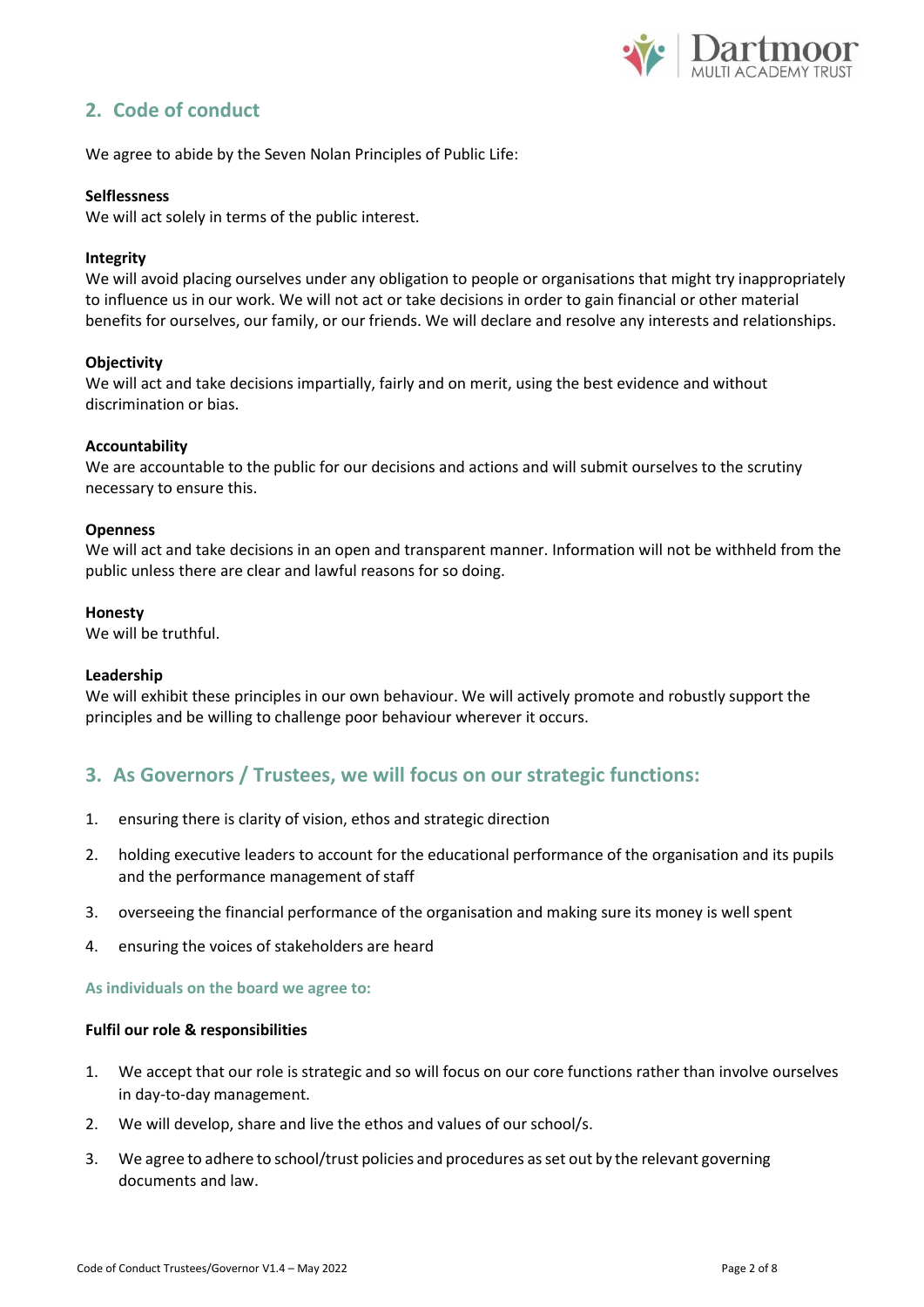## 2. Code of conduct

We agree to abide by the Seven Nolan Principles of Public Life:

**Selflessness**
We will act solely in terms of the public interest.

**Integrity**
We will avoid placing ourselves under any obligation to people or organisations that might try inappropriately to influence us in our work. We will not act or take decisions in order to gain financial or other material benefits for ourselves, our family, or our friends. We will declare and resolve any interests and relationships.

**Objectivity**
We will act and take decisions impartially, fairly and on merit, using the best evidence and without discrimination or bias.

**Accountability**
We are accountable to the public for our decisions and actions and will submit ourselves to the scrutiny necessary to ensure this.

**Openness**
We will act and take decisions in an open and transparent manner. Information will not be withheld from the public unless there are clear and lawful reasons for so doing.

**Honesty**
We will be truthful.

**Leadership**
We will exhibit these principles in our own behaviour. We will actively promote and robustly support the principles and be willing to challenge poor behaviour wherever it occurs.

## 3. As Governors / Trustees, we will focus on our strategic functions:

1. ensuring there is clarity of vision, ethos and strategic direction
2. holding executive leaders to account for the educational performance of the organisation and its pupils and the performance management of staff
3. overseeing the financial performance of the organisation and making sure its money is well spent
4. ensuring the voices of stakeholders are heard

### As individuals on the board we agree to:

**Fulfil our role & responsibilities**

1. We accept that our role is strategic and so will focus on our core functions rather than involve ourselves in day-to-day management.
2. We will develop, share and live the ethos and values of our school/s.
3. We agree to adhere to school/trust policies and procedures as set out by the relevant governing documents and law.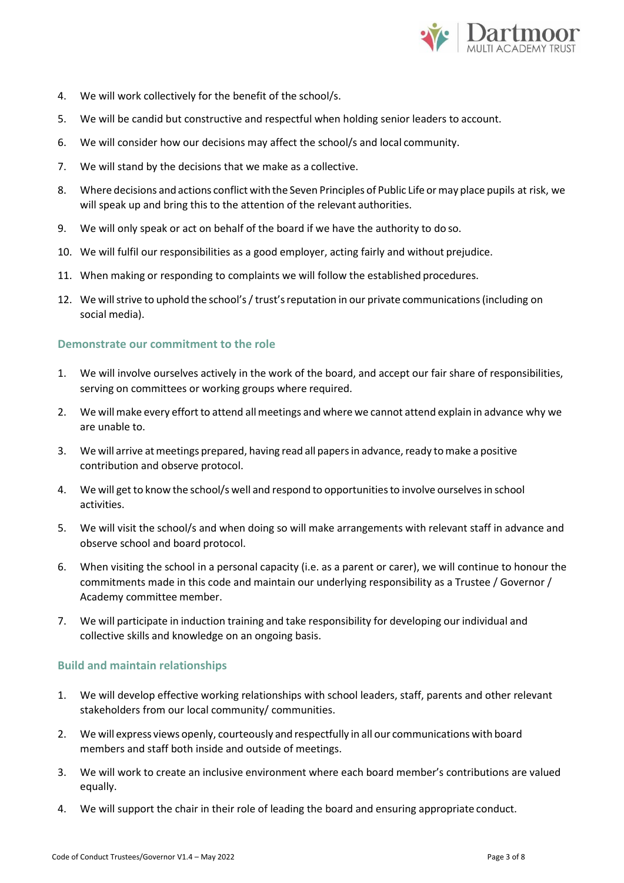4. We will work collectively for the benefit of the school/s.
5. We will be candid but constructive and respectful when holding senior leaders to account.
6. We will consider how our decisions may affect the school/s and local community.
7. We will stand by the decisions that we make as a collective.
8. Where decisions and actions conflict with the Seven Principles of Public Life or may place pupils at risk, we will speak up and bring this to the attention of the relevant authorities.
9. We will only speak or act on behalf of the board if we have the authority to do so.
10. We will fulfil our responsibilities as a good employer, acting fairly and without prejudice.
11. When making or responding to complaints we will follow the established procedures.
12. We will strive to uphold the school's / trust's reputation in our private communications (including on social media).

### Demonstrate our commitment to the role

1. We will involve ourselves actively in the work of the board, and accept our fair share of responsibilities, serving on committees or working groups where required.
2. We will make every effort to attend all meetings and where we cannot attend explain in advance why we are unable to.
3. We will arrive at meetings prepared, having read all papers in advance, ready to make a positive contribution and observe protocol.
4. We will get to know the school/s well and respond to opportunities to involve ourselves in school activities.
5. We will visit the school/s and when doing so will make arrangements with relevant staff in advance and observe school and board protocol.
6. When visiting the school in a personal capacity (i.e. as a parent or carer), we will continue to honour the commitments made in this code and maintain our underlying responsibility as a Trustee / Governor / Academy committee member.
7. We will participate in induction training and take responsibility for developing our individual and collective skills and knowledge on an ongoing basis.

### Build and maintain relationships

1. We will develop effective working relationships with school leaders, staff, parents and other relevant stakeholders from our local community/ communities.
2. We will express views openly, courteously and respectfully in all our communications with board members and staff both inside and outside of meetings.
3. We will work to create an inclusive environment where each board member's contributions are valued equally.
4. We support the chair in their role of leading the board and ensuring appropriate conduct.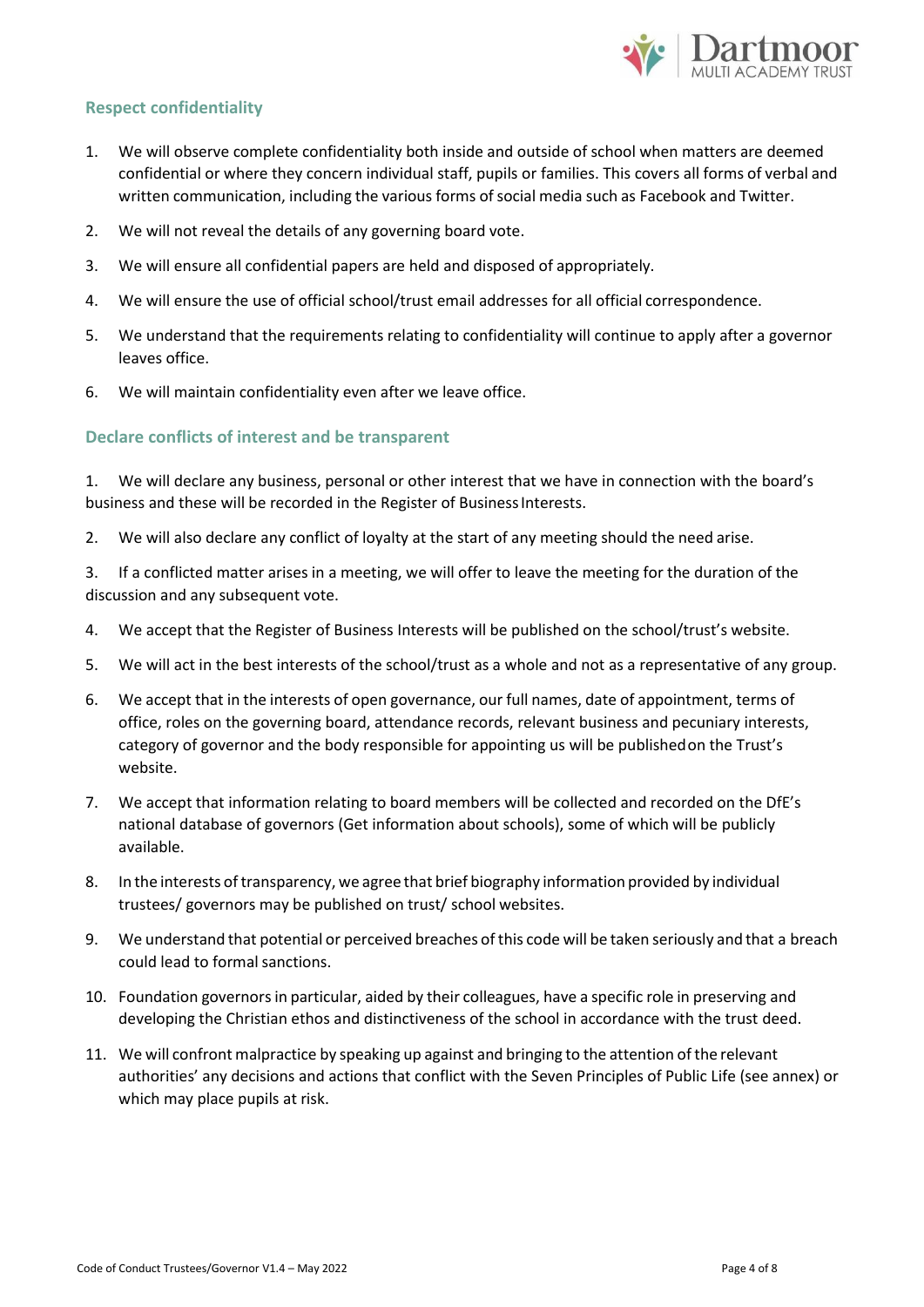## Respect confidentiality

1. We will observe complete confidentiality both inside and outside of school when matters are deemed confidential or where they concern individual staff, pupils or families. This covers all forms of verbal and written communication, including the various forms of social media such as Facebook and Twitter.
2. We will not reveal the details of any governing board vote.
3. We will ensure all confidential papers are held and disposed of appropriately.
4. We will ensure the use of official school/trust email addresses for all official correspondence.
5. We understand that the requirements relating to confidentiality will continue to apply after a governor leaves office.
6. We will maintain confidentiality even after we leave office.

## Declare conflicts of interest and be transparent

1. We will declare any business, personal or other interest that we have in connection with the board's business and these will be recorded in the Register of Business Interests.
2. We will also declare any conflict of loyalty at the start of any meeting should the need arise.
3. If a conflicted matter arises in a meeting, we will offer to leave the meeting for the duration of the discussion and any subsequent vote.
4. We accept that the Register of Business Interests will be published on the school/trust's website.
5. We will act in the best interests of the school/trust as a whole and not as a representative of any group.
6. We accept that in the interests of open governance, our full names, date of appointment, terms of office, roles on the governing board, attendance records, relevant business and pecuniary interests, category of governor and the body responsible for appointing us will be published on the Trust's website.
7. We accept that information relating to board members will be collected and recorded on the DfE's national database of governors (Get information about schools), some of which will be publicly available.
8. In the interests of transparency, we agree that brief biography information provided by individual trustees/ governors may be published on trust/ school websites.
9. We understand that potential or perceived breaches of this code will be taken seriously and that a breach could lead to formal sanctions.
10. Foundation governors in particular, aided by their colleagues, have a specific role in preserving and developing the Christian ethos and distinctiveness of the school in accordance with the trust deed.
11. We will confront malpractice by speaking up against and bringing to the attention of the relevant authorities' any decisions and actions that conflict with the Seven Principles of Public Life (see annex) or which may place pupils at risk.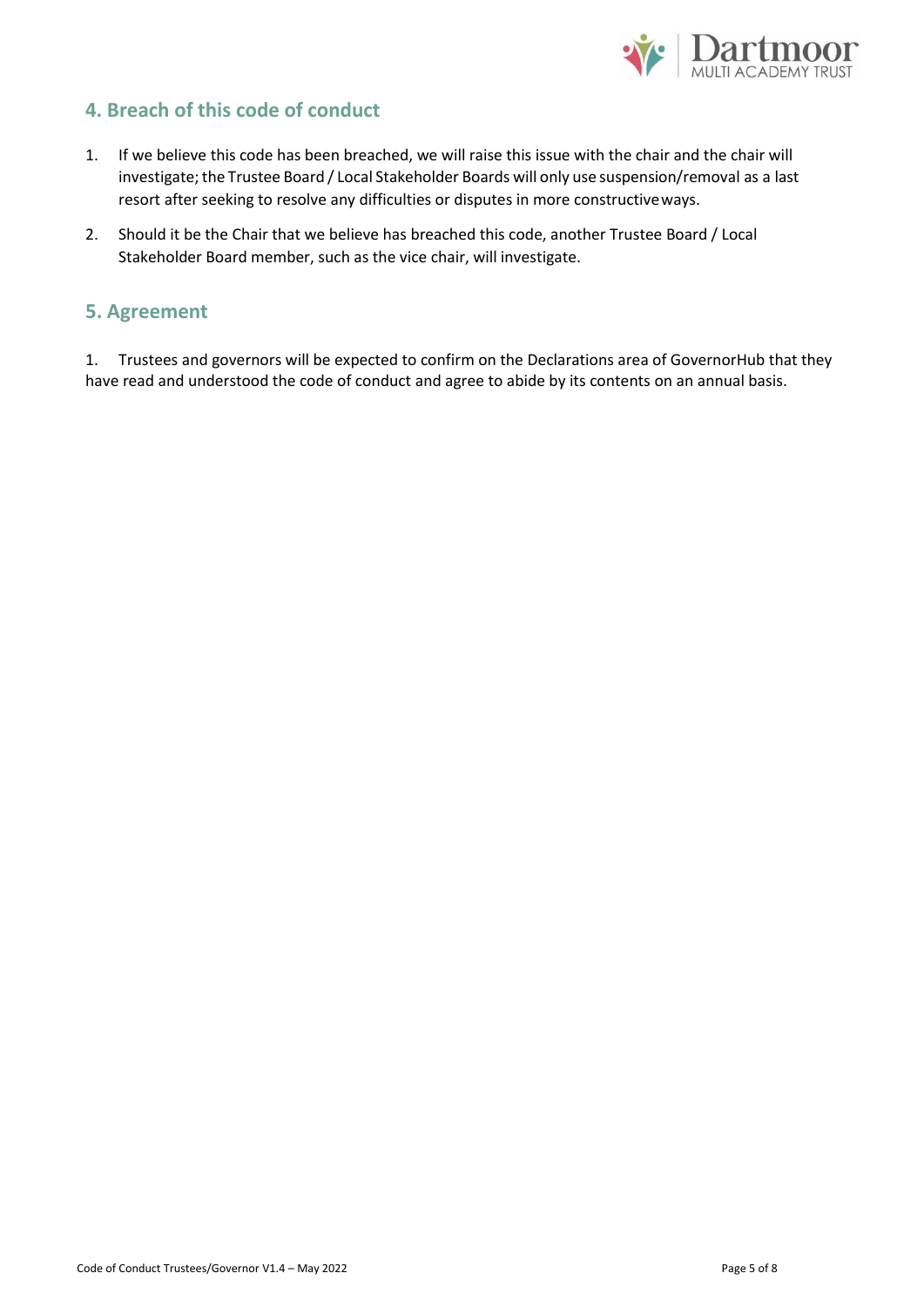## 4. Breach of this code of conduct

1. If we believe this code has been breached, we will raise this issue with the chair and the chair will investigate; the Trustee Board / Local Stakeholder Boards will only use suspension/removal as a last resort after seeking to resolve any difficulties or disputes in more constructive ways.

2. Should it be the Chair that we believe has breached this code, another Trustee Board / Local Stakeholder Board member, such as the vice chair, will investigate.

## 5. Agreement

1. Trustees and governors will be expected to confirm on the Declarations area of GovernorHub that they have read and understood the code of conduct and agree to abide by its contents on an annual basis.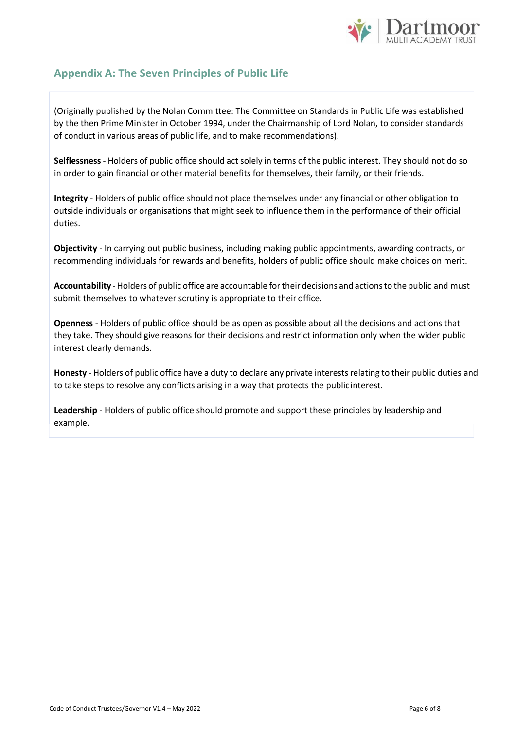## Appendix A: The Seven Principles of Public Life

(Originally published by the Nolan Committee: The Committee on Standards in Public Life was established by the then Prime Minister in October 1994, under the Chairmanship of Lord Nolan, to consider standards of conduct in various areas of public life, and to make recommendations).

**Selflessness** - Holders of public office should act solely in terms of the public interest. They should not do so in order to gain financial or other material benefits for themselves, their family, or their friends.

**Integrity** - Holders of public office should not place themselves under any financial or other obligation to outside individuals or organisations that might seek to influence them in the performance of their official duties.

**Objectivity** - In carrying out public business, including making public appointments, awarding contracts, or recommending individuals for rewards and benefits, holders of public office should make choices on merit.

**Accountability** - Holders of public office are accountable for their decisions and actions to the public and must submit themselves to whatever scrutiny is appropriate to their office.

**Openness** - Holders of public office should be as open as possible about all the decisions and actions that they take. They should give reasons for their decisions and restrict information only when the wider public interest clearly demands.

**Honesty** - Holders of public office have a duty to declare any private interests relating to their public duties and to take steps to resolve any conflicts arising in a way that protects the public interest.

**Leadership** - Holders of public office should promote and support these principles by leadership and example.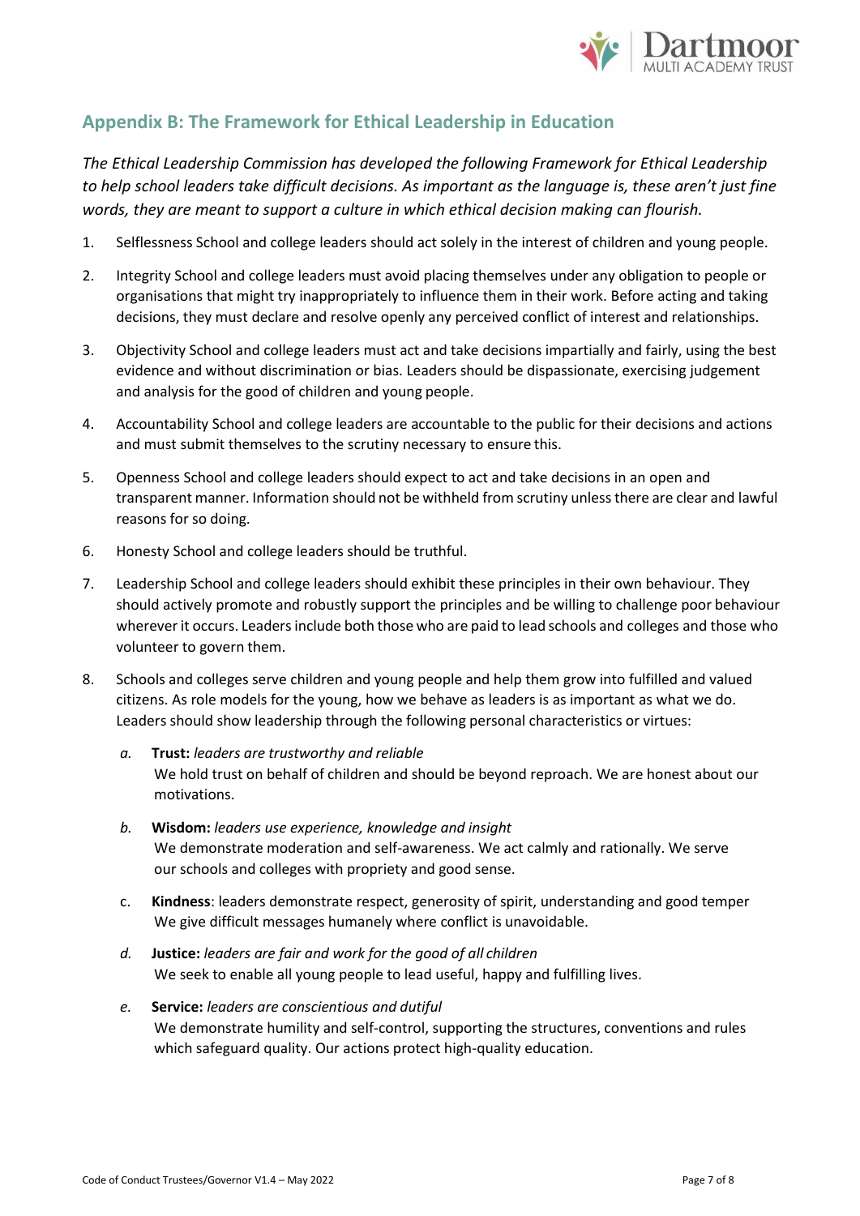## Appendix B: The Framework for Ethical Leadership in Education

*The Ethical Leadership Commission has developed the following Framework for Ethical Leadership to help school leaders take difficult decisions. As important as the language is, these aren't just fine words, they are meant to support a culture in which ethical decision making can flourish.*

1. Selflessness School and college leaders should act solely in the interest of children and young people.
2. Integrity School and college leaders must avoid placing themselves under any obligation to people or organisations that might try inappropriately to influence them in their work. Before acting and taking decisions, they must declare and resolve openly any perceived conflict of interest and relationships.
3. Objectivity School and college leaders must act and take decisions impartially and fairly, using the best evidence and without discrimination or bias. Leaders should be dispassionate, exercising judgement and analysis for the good of children and young people.
4. Accountability School and college leaders are accountable to the public for their decisions and actions and must submit themselves to the scrutiny necessary to ensure this.
5. Openness School and college leaders should expect to act and take decisions in an open and transparent manner. Information should not be withheld from scrutiny unless there are clear and lawful reasons for so doing.
6. Honesty School and college leaders should be truthful.
7. Leadership School and college leaders should exhibit these principles in their own behaviour. They should actively promote and robustly support the principles and be willing to challenge poor behaviour wherever it occurs. Leaders include both those who are paid to lead schools and colleges and those who volunteer to govern them.
8. Schools and colleges serve children and young people and help them grow into fulfilled and valued citizens. As role models for the young, how we behave as leaders is as important as what we do. Leaders should show leadership through the following personal characteristics or virtues:

   *a.* **Trust:** *leaders are trustworthy and reliable*
   We hold trust on behalf of children and should be beyond reproach. We are honest about our motivations.

   *b.* **Wisdom:** *leaders use experience, knowledge and insight*
   We demonstrate moderation and self-awareness. We act calmly and rationally. We serve our schools and colleges with propriety and good sense.

   c. **Kindness**: leaders demonstrate respect, generosity of spirit, understanding and good temper
   We give difficult messages humanely where conflict is unavoidable.

   *d.* **Justice:** *leaders are fair and work for the good of all children*
   We seek to enable all young people to lead useful, happy and fulfilling lives.

   *e.* **Service:** *leaders are conscientious and dutiful*
   We demonstrate humility and self-control, supporting the structures, conventions and rules which safeguard quality. Our actions protect high-quality education.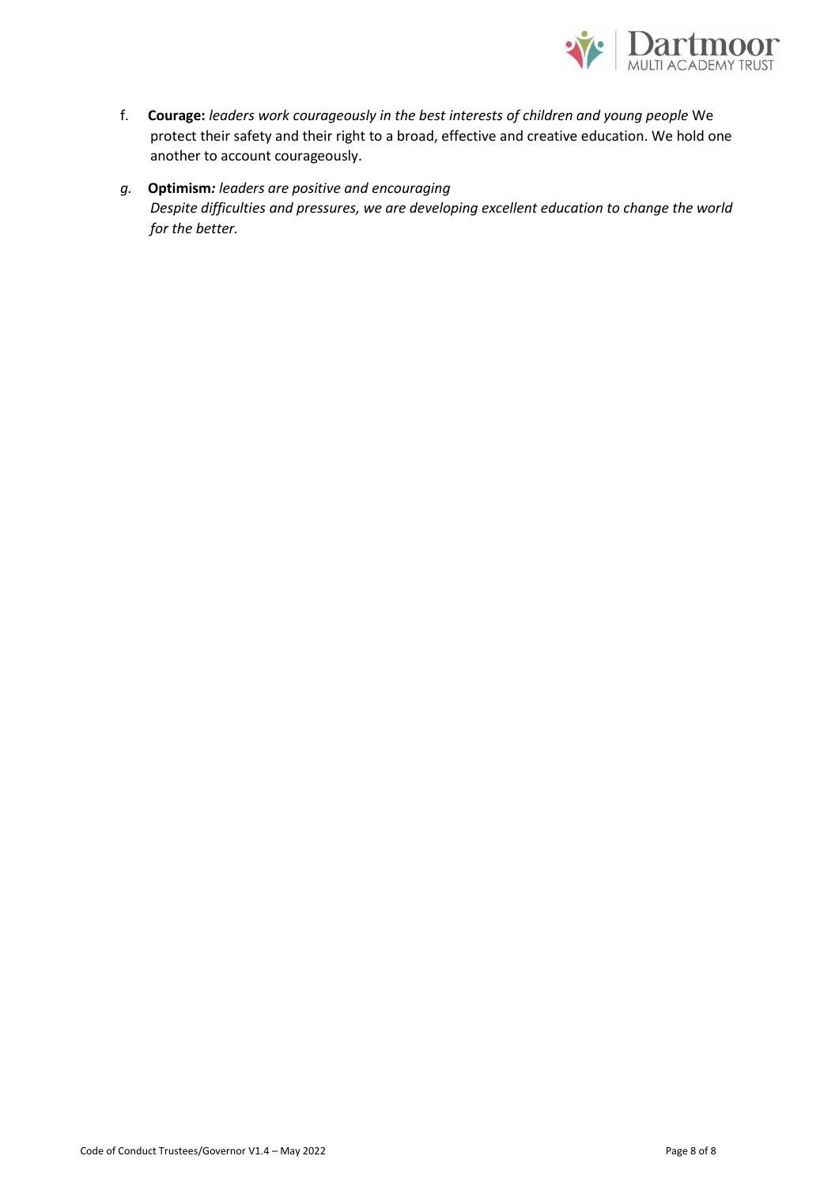f. **Courage:** *leaders work courageously in the best interests of children and young people* We protect their safety and their right to a broad, effective and creative education. We hold one another to account courageously.

*g.* **Optimism***: leaders are positive and encouraging*
*Despite difficulties and pressures, we are developing excellent education to change the world for the better.*